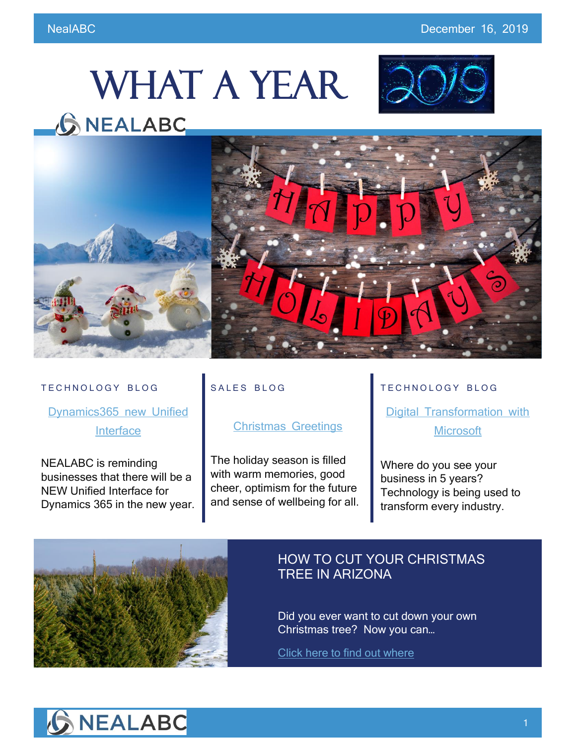NealABC December 16, 2019

# WHAT A YEAR

NEALABC

TECHNOLOGY BLOG

### Dynamics365 new Unified Interface

NEALABC is reminding businesses that there will be a NEW Unified Interface for Dynamics 365 in the new year.

SALES BLOG

### Christmas Greetings

The holiday season is filled with warm memories, good cheer, optimism for the future and sense of wellbeing for all.

TECHNOLOGY BLOG

### Digital Transformation with Microsoft

Where do you see your business in 5 years? Technology is being used to transform every industry.

## HOW TO CUT YOUR CHRISTMAS TREE IN ARIZONA

Did you ever want to cut down your own Christmas tree? Now you can…

Click here to find out where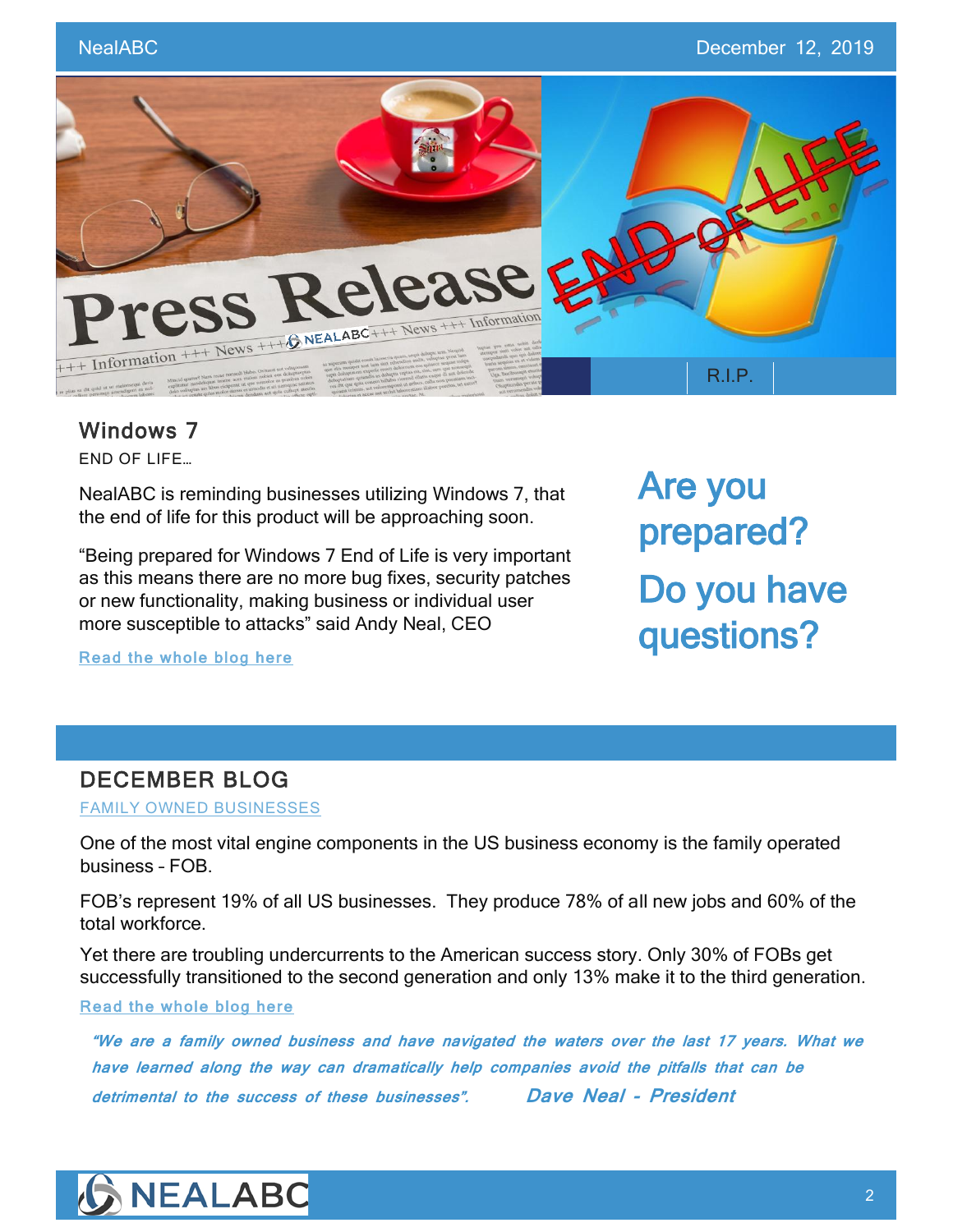## Windows 7

END OF LIFE…

NealABC is reminding businesses utilizing Windows 7, that the end of life for this product will be approaching soon.

“Being prepared for Windows 7 End of Life is very important as this means there are no more bug fixes, security patches or new functionality, making business or individual user more susceptible to attacks” said Andy Neal, CEO

Read the whole blog here

**Are you prepared?**

**Do you have questions?**

## DECEMBER BLOG

FAMILY OWNED BUSINESSES

One of the most vital engine components in the US business economy is the family operated business – FOB.

FOB’s represent 19% of all US businesses. They produce 78% of all new jobs and 60% of the total workforce.

Yet there are troubling undercurrents to the American success story. Only 30% of FOBs get successfully transitioned to the second generation and only 13% make it to the third generation.

Read the whole blog here

*“We are a family owned business and have navigated the waters over the last 17 years. What we have learned along the way can dramatically help companies avoid the pitfalls that can be detrimental to the success of these businesses”.* ***Dave Neal - President***